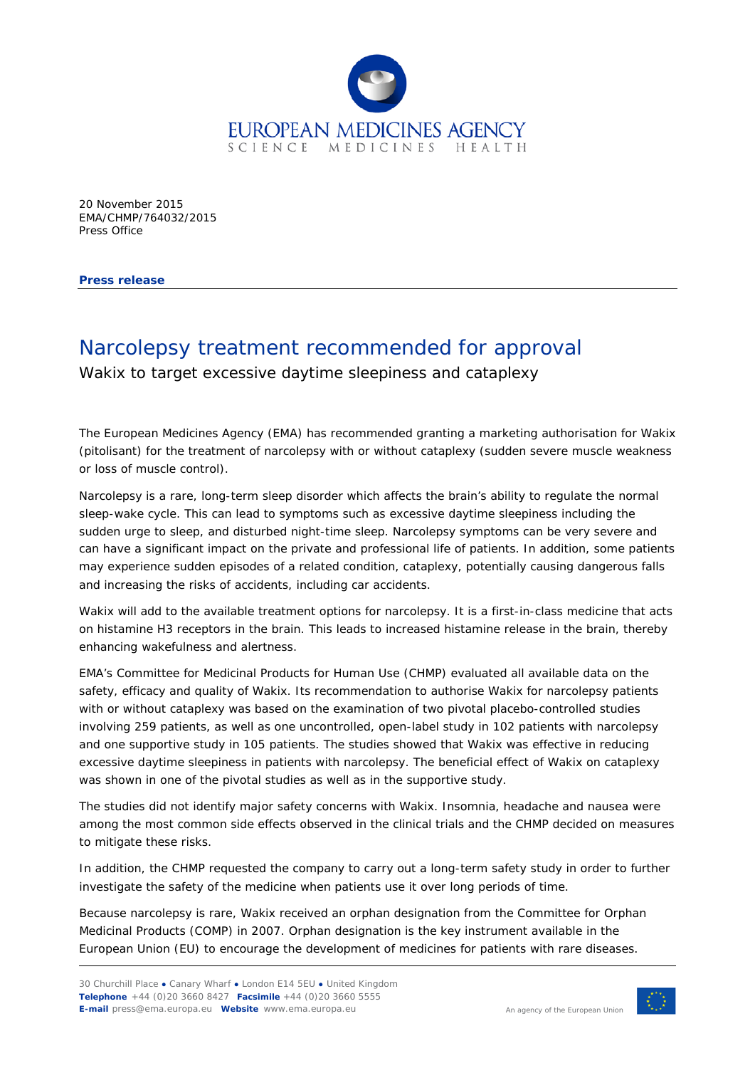20 November 2015
EMA/CHMP/764032/2015
Press Office

**Press release**

# Narcolepsy treatment recommended for approval

## Wakix to target excessive daytime sleepiness and cataplexy

The European Medicines Agency (EMA) has recommended granting a marketing authorisation for Wakix (pitolisant) for the treatment of narcolepsy with or without cataplexy (sudden severe muscle weakness or loss of muscle control).

Narcolepsy is a rare, long-term sleep disorder which affects the brain's ability to regulate the normal sleep-wake cycle. This can lead to symptoms such as excessive daytime sleepiness including the sudden urge to sleep, and disturbed night-time sleep. Narcolepsy symptoms can be very severe and can have a significant impact on the private and professional life of patients. In addition, some patients may experience sudden episodes of a related condition, cataplexy, potentially causing dangerous falls and increasing the risks of accidents, including car accidents.

Wakix will add to the available treatment options for narcolepsy. It is a first-in-class medicine that acts on histamine H3 receptors in the brain. This leads to increased histamine release in the brain, thereby enhancing wakefulness and alertness.

EMA's Committee for Medicinal Products for Human Use (CHMP) evaluated all available data on the safety, efficacy and quality of Wakix. Its recommendation to authorise Wakix for narcolepsy patients with or without cataplexy was based on the examination of two pivotal placebo-controlled studies involving 259 patients, as well as one uncontrolled, open-label study in 102 patients with narcolepsy and one supportive study in 105 patients. The studies showed that Wakix was effective in reducing excessive daytime sleepiness in patients with narcolepsy. The beneficial effect of Wakix on cataplexy was shown in one of the pivotal studies as well as in the supportive study.

The studies did not identify major safety concerns with Wakix. Insomnia, headache and nausea were among the most common side effects observed in the clinical trials and the CHMP decided on measures to mitigate these risks.

In addition, the CHMP requested the company to carry out a long-term safety study in order to further investigate the safety of the medicine when patients use it over long periods of time.

Because narcolepsy is rare, Wakix received an orphan designation from the Committee for Orphan Medicinal Products (COMP) in 2007. Orphan designation is the key instrument available in the European Union (EU) to encourage the development of medicines for patients with rare diseases.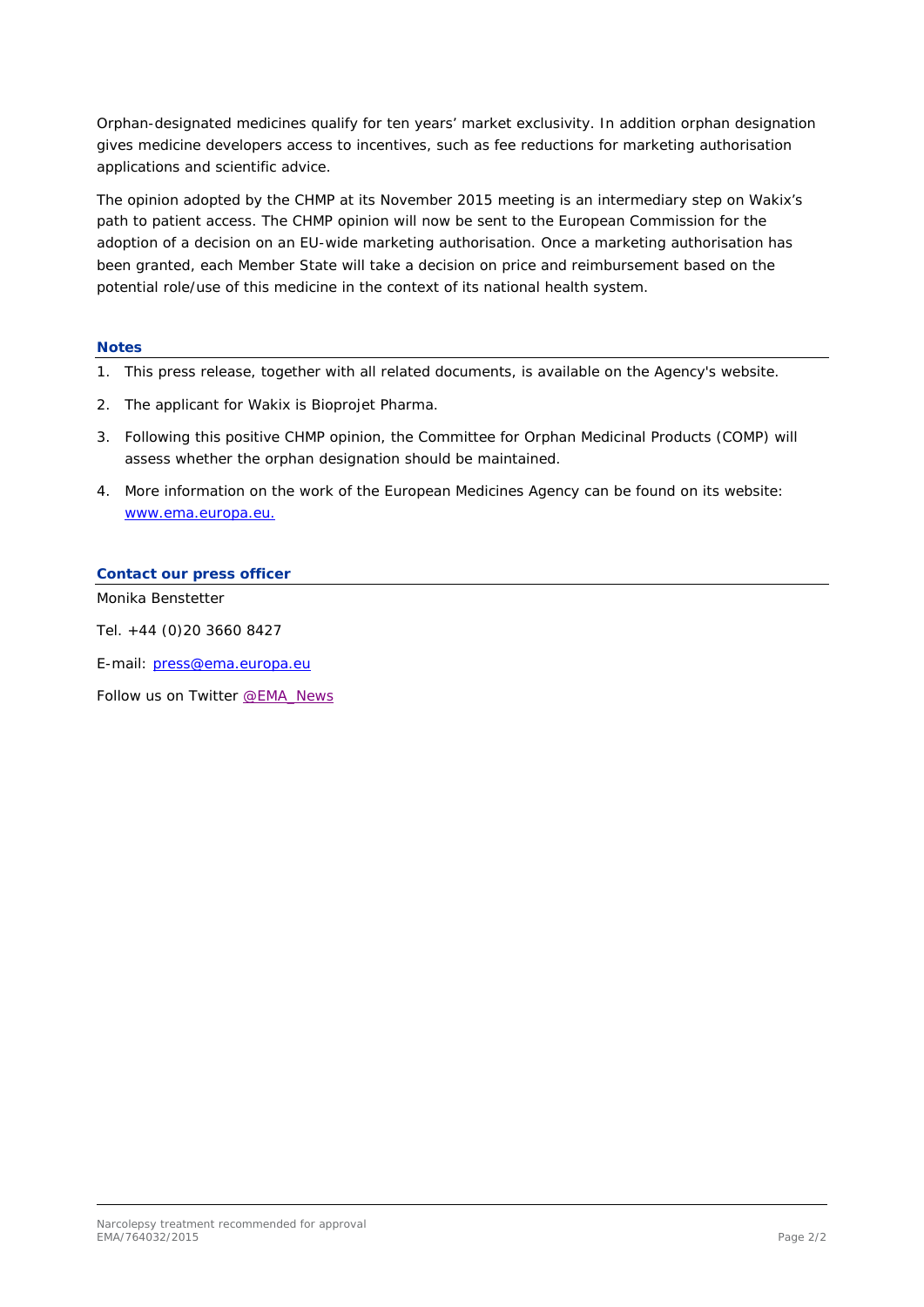Orphan-designated medicines qualify for ten years' market exclusivity. In addition orphan designation gives medicine developers access to incentives, such as fee reductions for marketing authorisation applications and scientific advice.

The opinion adopted by the CHMP at its November 2015 meeting is an intermediary step on Wakix's path to patient access. The CHMP opinion will now be sent to the European Commission for the adoption of a decision on an EU-wide marketing authorisation. Once a marketing authorisation has been granted, each Member State will take a decision on price and reimbursement based on the potential role/use of this medicine in the context of its national health system.

## Notes

1. This press release, together with all related documents, is available on the Agency's website.
2. The applicant for Wakix is Bioprojet Pharma.
3. Following this positive CHMP opinion, the Committee for Orphan Medicinal Products (COMP) will assess whether the orphan designation should be maintained.
4. More information on the work of the European Medicines Agency can be found on its website: www.ema.europa.eu.

## Contact our press officer

Monika Benstetter

Tel. +44 (0)20 3660 8427

E-mail: press@ema.europa.eu

Follow us on Twitter @EMA_News